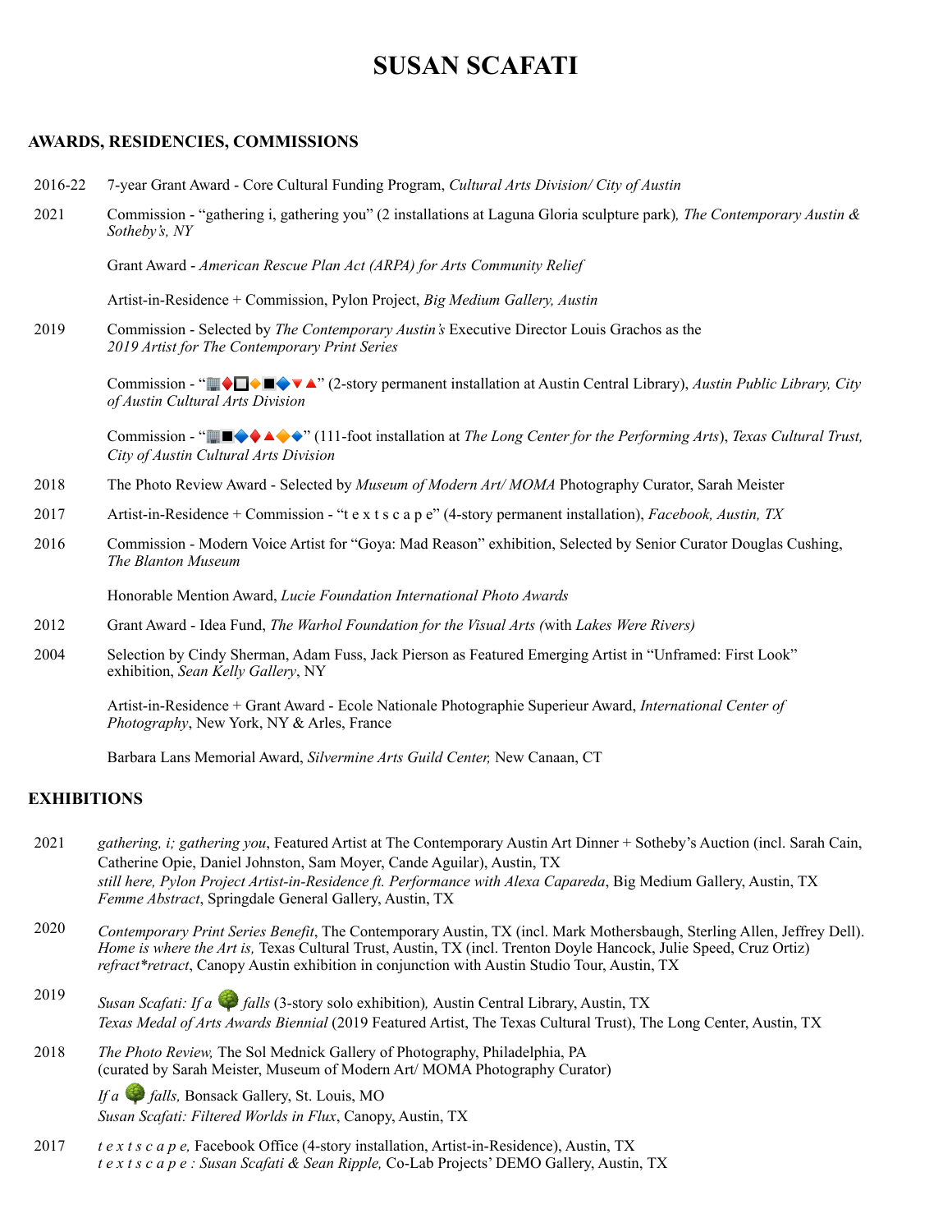# SUSAN SCAFATI

## AWARDS, RESIDENCIES, COMMISSIONS

2016-22 7-year Grant Award - Core Cultural Funding Program, *Cultural Arts Division/ City of Austin*

2021 Commission - "gathering i, gathering you" (2 installations at Laguna Gloria sculpture park)*, The Contemporary Austin & Sotheby's, NY*

Grant Award - *American Rescue Plan Act (ARPA) for Arts Community Relief*

Artist-in-Residence + Commission, Pylon Project, *Big Medium Gallery, Austin*

2019 Commission - Selected by *The Contemporary Austin's* Executive Director Louis Grachos as the *2019 Artist for The Contemporary Print Series*

Commission - "🏢♦️🔲🔸◾🔷🔻🔺" (2-story permanent installation at Austin Central Library), *Austin Public Library, City of Austin Cultural Arts Division*

Commission - "🏢◾🔷♦️🔺🔶🔹" (111-foot installation at *The Long Center for the Performing Arts*), *Texas Cultural Trust, City of Austin Cultural Arts Division*

2018 The Photo Review Award - Selected by *Museum of Modern Art/ MOMA* Photography Curator, Sarah Meister

2017 Artist-in-Residence + Commission - "t e x t s c a p e" (4-story permanent installation), *Facebook, Austin, TX*

2016 Commission - Modern Voice Artist for "Goya: Mad Reason" exhibition, Selected by Senior Curator Douglas Cushing, *The Blanton Museum*

Honorable Mention Award, *Lucie Foundation International Photo Awards*

2012 Grant Award - Idea Fund, *The Warhol Foundation for the Visual Arts (*with *Lakes Were Rivers)*

2004 Selection by Cindy Sherman, Adam Fuss, Jack Pierson as Featured Emerging Artist in "Unframed: First Look" exhibition, *Sean Kelly Gallery*, NY

Artist-in-Residence + Grant Award - Ecole Nationale Photographie Superieur Award, *International Center of Photography*, New York, NY & Arles, France

Barbara Lans Memorial Award, *Silvermine Arts Guild Center,* New Canaan, CT

## EXHIBITIONS

2021 *gathering, i; gathering you*, Featured Artist at The Contemporary Austin Art Dinner + Sotheby's Auction (incl. Sarah Cain, Catherine Opie, Daniel Johnston, Sam Moyer, Cande Aguilar), Austin, TX
*still here, Pylon Project Artist-in-Residence ft. Performance with Alexa Capareda*, Big Medium Gallery, Austin, TX
*Femme Abstract*, Springdale General Gallery, Austin, TX

2020 *Contemporary Print Series Benefit*, The Contemporary Austin, TX (incl. Mark Mothersbaugh, Sterling Allen, Jeffrey Dell).
*Home is where the Art is,* Texas Cultural Trust, Austin, TX (incl. Trenton Doyle Hancock, Julie Speed, Cruz Ortiz)
*refract*retract*, Canopy Austin exhibition in conjunction with Austin Studio Tour, Austin, TX

2019 *Susan Scafati: If a* 🌳 *falls* (3-story solo exhibition)*,* Austin Central Library, Austin, TX
*Texas Medal of Arts Awards Biennial* (2019 Featured Artist, The Texas Cultural Trust), The Long Center, Austin, TX

2018 *The Photo Review,* The Sol Mednick Gallery of Photography, Philadelphia, PA
(curated by Sarah Meister, Museum of Modern Art/ MOMA Photography Curator)
*If a* 🌳 *falls,* Bonsack Gallery, St. Louis, MO
*Susan Scafati: Filtered Worlds in Flux*, Canopy, Austin, TX

2017 *t e x t s c a p e,* Facebook Office (4-story installation, Artist-in-Residence), Austin, TX
*t e x t s c a p e : Susan Scafati & Sean Ripple,* Co-Lab Projects' DEMO Gallery, Austin, TX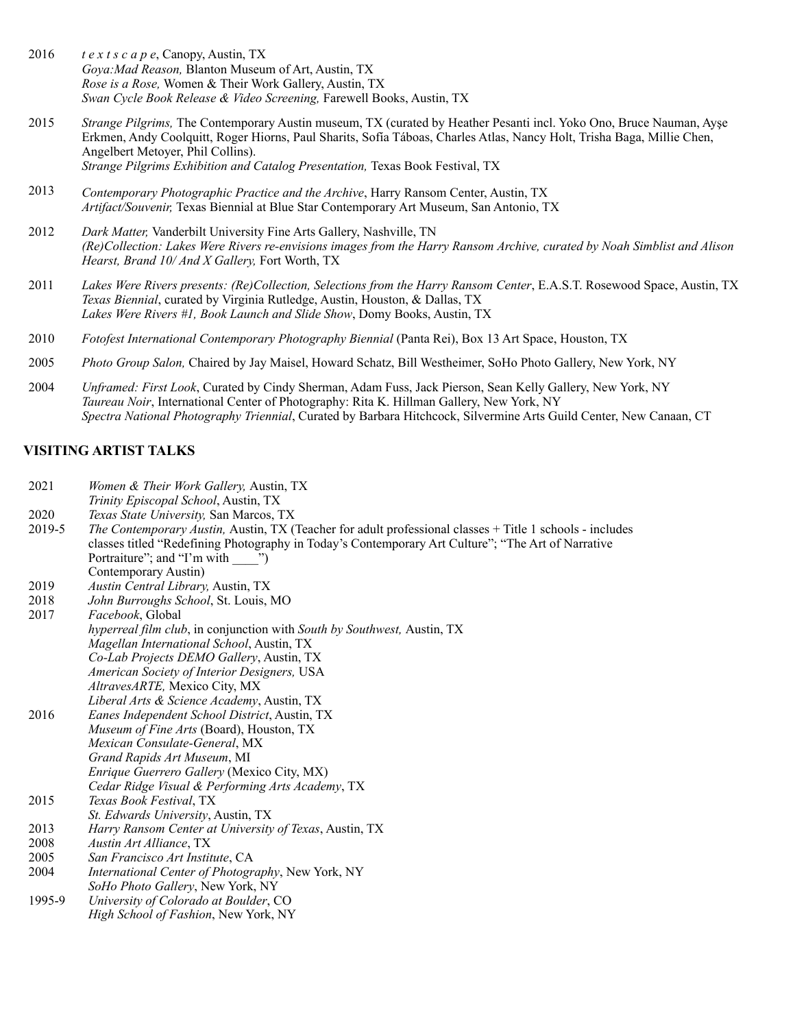2016 *t e x t s c a p e*, Canopy, Austin, TX
*Goya:Mad Reason,* Blanton Museum of Art, Austin, TX
*Rose is a Rose,* Women & Their Work Gallery, Austin, TX
*Swan Cycle Book Release & Video Screening,* Farewell Books, Austin, TX

2015 *Strange Pilgrims,* The Contemporary Austin museum, TX (curated by Heather Pesanti incl. Yoko Ono, Bruce Nauman, Ayşe Erkmen, Andy Coolquitt, Roger Hiorns, Paul Sharits, Sofía Táboas, Charles Atlas, Nancy Holt, Trisha Baga, Millie Chen, Angelbert Metoyer, Phil Collins).
*Strange Pilgrims Exhibition and Catalog Presentation,* Texas Book Festival, TX

2013 *Contemporary Photographic Practice and the Archive*, Harry Ransom Center, Austin, TX
*Artifact/Souvenir,* Texas Biennial at Blue Star Contemporary Art Museum, San Antonio, TX

2012 *Dark Matter,* Vanderbilt University Fine Arts Gallery, Nashville, TN
*(Re)Collection: Lakes Were Rivers re-envisions images from the Harry Ransom Archive, curated by Noah Simblist and Alison Hearst, Brand 10/ And X Gallery,* Fort Worth, TX

2011 *Lakes Were Rivers presents: (Re)Collection, Selections from the Harry Ransom Center*, E.A.S.T. Rosewood Space, Austin, TX
*Texas Biennial*, curated by Virginia Rutledge, Austin, Houston, & Dallas, TX
*Lakes Were Rivers #1, Book Launch and Slide Show*, Domy Books, Austin, TX

2010 *Fotofest International Contemporary Photography Biennial* (Panta Rei), Box 13 Art Space, Houston, TX

2005 *Photo Group Salon,* Chaired by Jay Maisel, Howard Schatz, Bill Westheimer, SoHo Photo Gallery, New York, NY

2004 *Unframed: First Look*, Curated by Cindy Sherman, Adam Fuss, Jack Pierson, Sean Kelly Gallery, New York, NY
*Taureau Noir*, International Center of Photography: Rita K. Hillman Gallery, New York, NY
*Spectra National Photography Triennial*, Curated by Barbara Hitchcock, Silvermine Arts Guild Center, New Canaan, CT

## VISITING ARTIST TALKS

2021 *Women & Their Work Gallery,* Austin, TX
*Trinity Episcopal School*, Austin, TX

2020 *Texas State University,* San Marcos, TX

2019-5 *The Contemporary Austin,* Austin, TX (Teacher for adult professional classes + Title 1 schools - includes classes titled "Redefining Photography in Today's Contemporary Art Culture"; "The Art of Narrative Portraiture"; and "I'm with ____")
Contemporary Austin)

2019 *Austin Central Library,* Austin, TX

2018 *John Burroughs School*, St. Louis, MO

2017 *Facebook*, Global
*hyperreal film club*, in conjunction with *South by Southwest,* Austin, TX
*Magellan International School*, Austin, TX
*Co-Lab Projects DEMO Gallery*, Austin, TX
*American Society of Interior Designers,* USA
*AltravesARTE,* Mexico City, MX
*Liberal Arts & Science Academy*, Austin, TX

2016 *Eanes Independent School District*, Austin, TX
*Museum of Fine Arts* (Board), Houston, TX
*Mexican Consulate-General*, MX
*Grand Rapids Art Museum*, MI
*Enrique Guerrero Gallery* (Mexico City, MX)
*Cedar Ridge Visual & Performing Arts Academy*, TX

2015 *Texas Book Festival*, TX
*St. Edwards University*, Austin, TX

2013 *Harry Ransom Center at University of Texas*, Austin, TX

2008 *Austin Art Alliance*, TX

2005 *San Francisco Art Institute*, CA

2004 *International Center of Photography*, New York, NY
*SoHo Photo Gallery*, New York, NY

1995-9 *University of Colorado at Boulder*, CO
*High School of Fashion*, New York, NY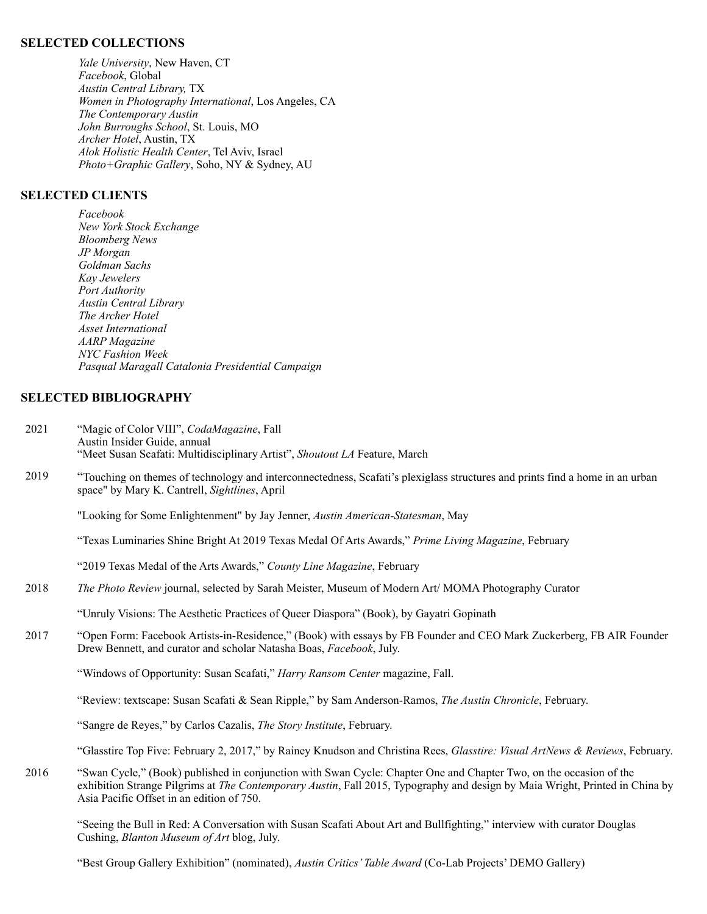## SELECTED COLLECTIONS

*Yale University*, New Haven, CT
*Facebook*, Global
*Austin Central Library,* TX
*Women in Photography International*, Los Angeles, CA
*The Contemporary Austin*
*John Burroughs School*, St. Louis, MO
*Archer Hotel*, Austin, TX
*Alok Holistic Health Center*, Tel Aviv, Israel
*Photo+Graphic Gallery*, Soho, NY & Sydney, AU

## SELECTED CLIENTS

*Facebook*
*New York Stock Exchange*
*Bloomberg News*
*JP Morgan*
*Goldman Sachs*
*Kay Jewelers*
*Port Authority*
*Austin Central Library*
*The Archer Hotel*
*Asset International*
*AARP Magazine*
*NYC Fashion Week*
*Pasqual Maragall Catalonia Presidential Campaign*

## SELECTED BIBLIOGRAPHY

2021 "Magic of Color VIII", *CodaMagazine*, Fall
Austin Insider Guide, annual
"Meet Susan Scafati: Multidisciplinary Artist", *Shoutout LA* Feature, March

2019 "Touching on themes of technology and interconnectedness, Scafati's plexiglass structures and prints find a home in an urban space" by Mary K. Cantrell, *Sightlines*, April

"Looking for Some Enlightenment" by Jay Jenner, *Austin American-Statesman*, May

"Texas Luminaries Shine Bright At 2019 Texas Medal Of Arts Awards," *Prime Living Magazine*, February

"2019 Texas Medal of the Arts Awards," *County Line Magazine*, February

2018 *The Photo Review* journal, selected by Sarah Meister, Museum of Modern Art/ MOMA Photography Curator

"Unruly Visions: The Aesthetic Practices of Queer Diaspora" (Book), by Gayatri Gopinath

2017 "Open Form: Facebook Artists-in-Residence," (Book) with essays by FB Founder and CEO Mark Zuckerberg, FB AIR Founder Drew Bennett, and curator and scholar Natasha Boas, *Facebook*, July.

"Windows of Opportunity: Susan Scafati," *Harry Ransom Center* magazine, Fall.

"Review: textscape: Susan Scafati & Sean Ripple," by Sam Anderson-Ramos, *The Austin Chronicle*, February.

"Sangre de Reyes," by Carlos Cazalis, *The Story Institute*, February.

"Glasstire Top Five: February 2, 2017," by Rainey Knudson and Christina Rees, *Glasstire: Visual ArtNews & Reviews*, February.

2016 "Swan Cycle," (Book) published in conjunction with Swan Cycle: Chapter One and Chapter Two, on the occasion of the exhibition Strange Pilgrims at *The Contemporary Austin*, Fall 2015, Typography and design by Maia Wright, Printed in China by Asia Pacific Offset in an edition of 750.

"Seeing the Bull in Red: A Conversation with Susan Scafati About Art and Bullfighting," interview with curator Douglas Cushing, *Blanton Museum of Art* blog, July.

"Best Group Gallery Exhibition" (nominated), *Austin Critics' Table Award* (Co-Lab Projects' DEMO Gallery)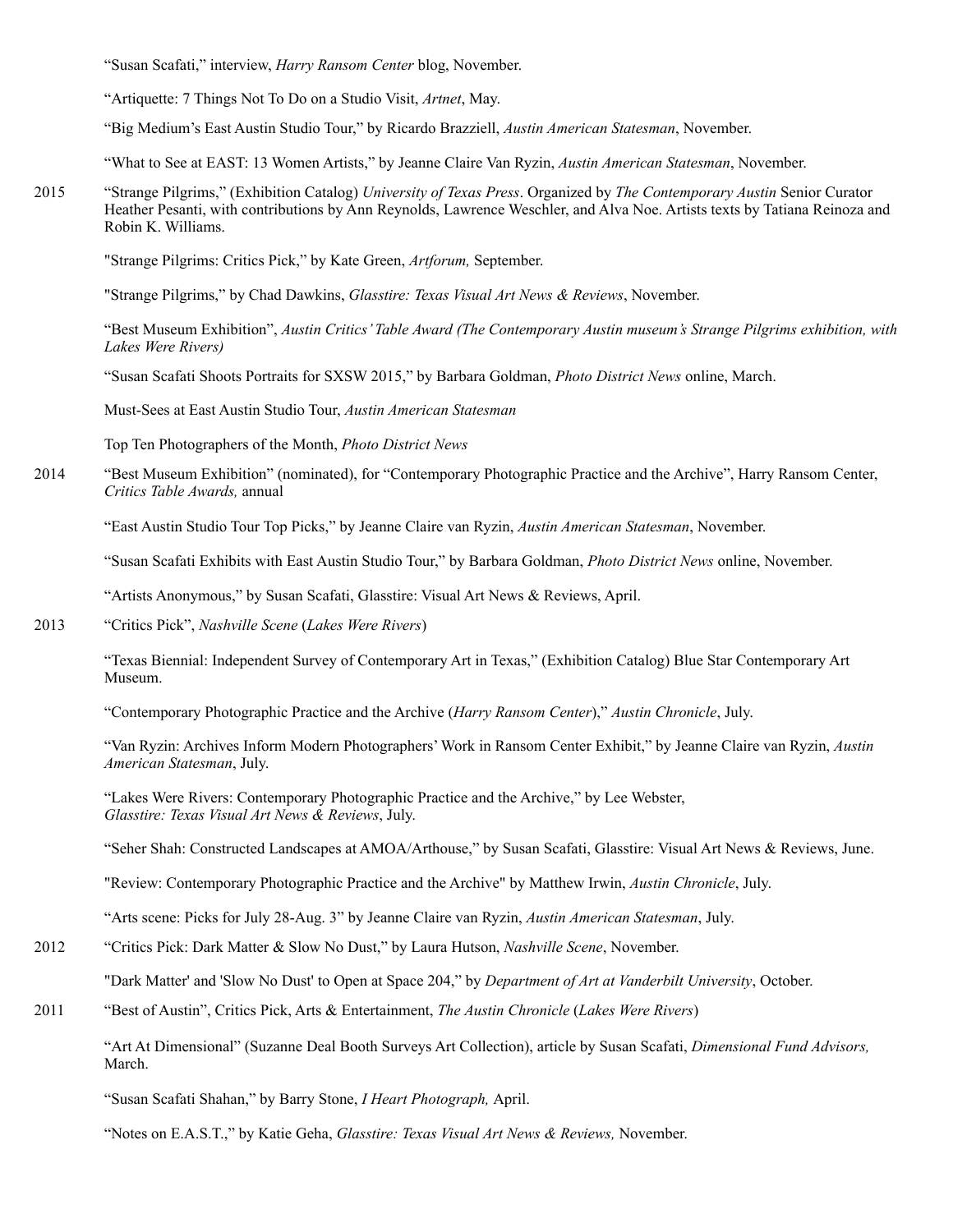"Susan Scafati," interview, *Harry Ransom Center* blog, November.

"Artiquette: 7 Things Not To Do on a Studio Visit, *Artnet*, May.

"Big Medium's East Austin Studio Tour," by Ricardo Brazziell, *Austin American Statesman*, November.

"What to See at EAST: 13 Women Artists," by Jeanne Claire Van Ryzin, *Austin American Statesman*, November.

2015 "Strange Pilgrims," (Exhibition Catalog) *University of Texas Press*. Organized by *The Contemporary Austin* Senior Curator Heather Pesanti, with contributions by Ann Reynolds, Lawrence Weschler, and Alva Noe. Artists texts by Tatiana Reinoza and Robin K. Williams.

"Strange Pilgrims: Critics Pick," by Kate Green, *Artforum,* September.

"Strange Pilgrims," by Chad Dawkins, *Glasstire: Texas Visual Art News & Reviews*, November.

"Best Museum Exhibition", *Austin Critics' Table Award (The Contemporary Austin museum's Strange Pilgrims exhibition, with Lakes Were Rivers)*

"Susan Scafati Shoots Portraits for SXSW 2015," by Barbara Goldman, *Photo District News* online, March.

Must-Sees at East Austin Studio Tour, *Austin American Statesman*

Top Ten Photographers of the Month, *Photo District News*

2014 "Best Museum Exhibition" (nominated), for "Contemporary Photographic Practice and the Archive", Harry Ransom Center, *Critics Table Awards,* annual

"East Austin Studio Tour Top Picks," by Jeanne Claire van Ryzin, *Austin American Statesman*, November.

"Susan Scafati Exhibits with East Austin Studio Tour," by Barbara Goldman, *Photo District News* online, November.

"Artists Anonymous," by Susan Scafati, Glasstire: Visual Art News & Reviews, April.

2013 "Critics Pick", *Nashville Scene* (*Lakes Were Rivers*)

"Texas Biennial: Independent Survey of Contemporary Art in Texas," (Exhibition Catalog) Blue Star Contemporary Art Museum.

"Contemporary Photographic Practice and the Archive (*Harry Ransom Center*)," *Austin Chronicle*, July.

"Van Ryzin: Archives Inform Modern Photographers' Work in Ransom Center Exhibit," by Jeanne Claire van Ryzin, *Austin American Statesman*, July.

"Lakes Were Rivers: Contemporary Photographic Practice and the Archive," by Lee Webster, *Glasstire: Texas Visual Art News & Reviews*, July.

"Seher Shah: Constructed Landscapes at AMOA/Arthouse," by Susan Scafati, Glasstire: Visual Art News & Reviews, June.

"Review: Contemporary Photographic Practice and the Archive" by Matthew Irwin, *Austin Chronicle*, July.

"Arts scene: Picks for July 28-Aug. 3" by Jeanne Claire van Ryzin, *Austin American Statesman*, July.

2012 "Critics Pick: Dark Matter & Slow No Dust," by Laura Hutson, *Nashville Scene*, November.

"Dark Matter' and 'Slow No Dust' to Open at Space 204," by *Department of Art at Vanderbilt University*, October.

2011 "Best of Austin", Critics Pick, Arts & Entertainment, *The Austin Chronicle* (*Lakes Were Rivers*)

"Art At Dimensional" (Suzanne Deal Booth Surveys Art Collection), article by Susan Scafati, *Dimensional Fund Advisors,* March.

"Susan Scafati Shahan," by Barry Stone, *I Heart Photograph,* April.

"Notes on E.A.S.T.," by Katie Geha, *Glasstire: Texas Visual Art News & Reviews,* November.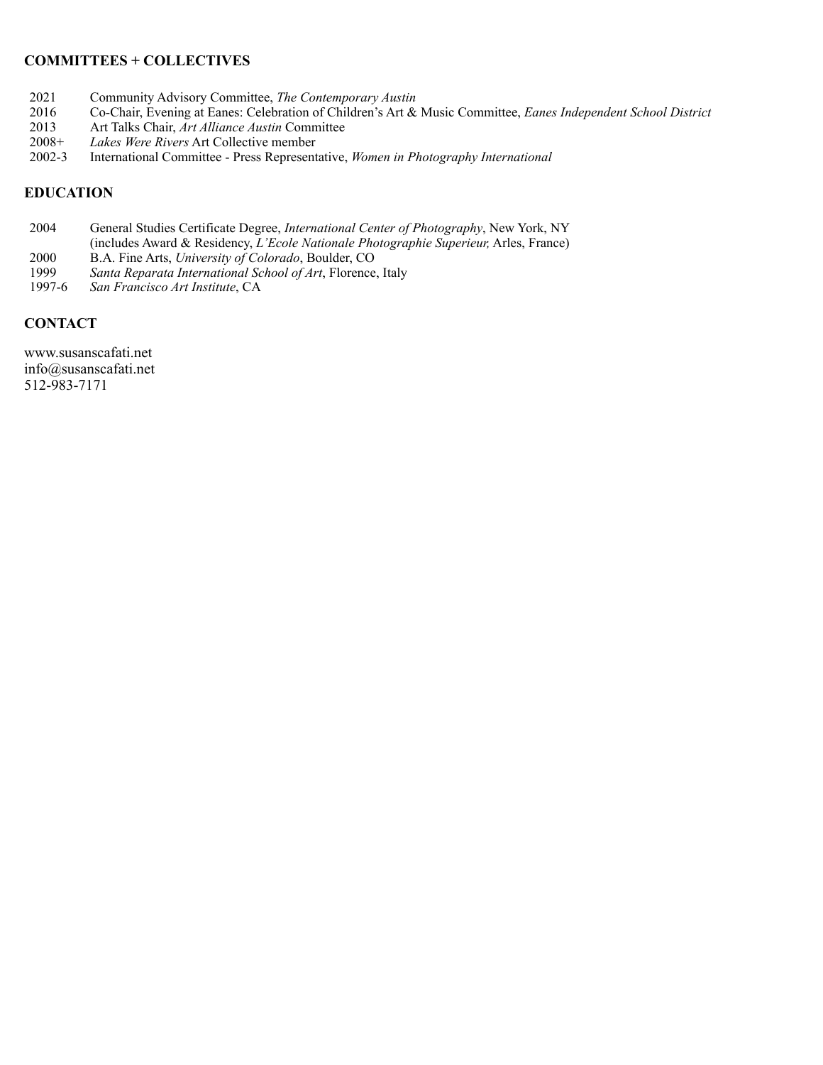**COMMITTEES + COLLECTIVES**

2021 Community Advisory Committee, *The Contemporary Austin*
2016 Co-Chair, Evening at Eanes: Celebration of Children's Art & Music Committee, *Eanes Independent School District*
2013 Art Talks Chair, *Art Alliance Austin* Committee
2008+ *Lakes Were Rivers* Art Collective member
2002-3 International Committee - Press Representative, *Women in Photography International*

**EDUCATION**

2004 General Studies Certificate Degree, *International Center of Photography*, New York, NY
(includes Award & Residency, *L'Ecole Nationale Photographie Superieur,* Arles, France)
2000 B.A. Fine Arts, *University of Colorado*, Boulder, CO
1999 *Santa Reparata International School of Art*, Florence, Italy
1997-6 *San Francisco Art Institute*, CA

**CONTACT**

www.susanscafati.net
info@susanscafati.net
512-983-7171